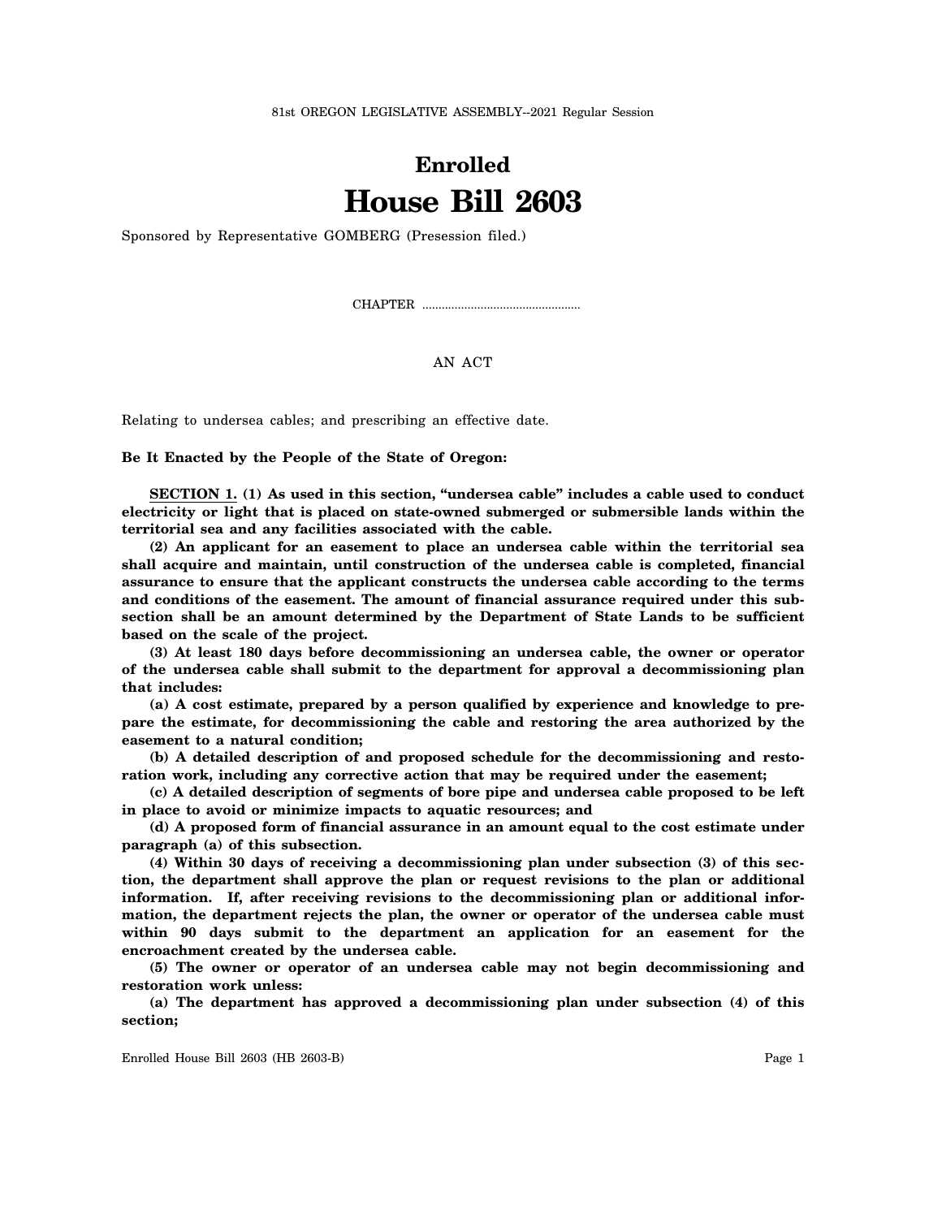81st OREGON LEGISLATIVE ASSEMBLY--2021 Regular Session

# Enrolled
# House Bill 2603

Sponsored by Representative GOMBERG (Presession filed.)

CHAPTER .................................................

AN ACT

Relating to undersea cables; and prescribing an effective date.

**Be It Enacted by the People of the State of Oregon:**

**SECTION 1. (1) As used in this section, "undersea cable" includes a cable used to conduct electricity or light that is placed on state-owned submerged or submersible lands within the territorial sea and any facilities associated with the cable.**

**(2) An applicant for an easement to place an undersea cable within the territorial sea shall acquire and maintain, until construction of the undersea cable is completed, financial assurance to ensure that the applicant constructs the undersea cable according to the terms and conditions of the easement. The amount of financial assurance required under this subsection shall be an amount determined by the Department of State Lands to be sufficient based on the scale of the project.**

**(3) At least 180 days before decommissioning an undersea cable, the owner or operator of the undersea cable shall submit to the department for approval a decommissioning plan that includes:**

**(a) A cost estimate, prepared by a person qualified by experience and knowledge to prepare the estimate, for decommissioning the cable and restoring the area authorized by the easement to a natural condition;**

**(b) A detailed description of and proposed schedule for the decommissioning and restoration work, including any corrective action that may be required under the easement;**

**(c) A detailed description of segments of bore pipe and undersea cable proposed to be left in place to avoid or minimize impacts to aquatic resources; and**

**(d) A proposed form of financial assurance in an amount equal to the cost estimate under paragraph (a) of this subsection.**

**(4) Within 30 days of receiving a decommissioning plan under subsection (3) of this section, the department shall approve the plan or request revisions to the plan or additional information. If, after receiving revisions to the decommissioning plan or additional information, the department rejects the plan, the owner or operator of the undersea cable must within 90 days submit to the department an application for an easement for the encroachment created by the undersea cable.**

**(5) The owner or operator of an undersea cable may not begin decommissioning and restoration work unless:**

**(a) The department has approved a decommissioning plan under subsection (4) of this section;**

Enrolled House Bill 2603 (HB 2603-B)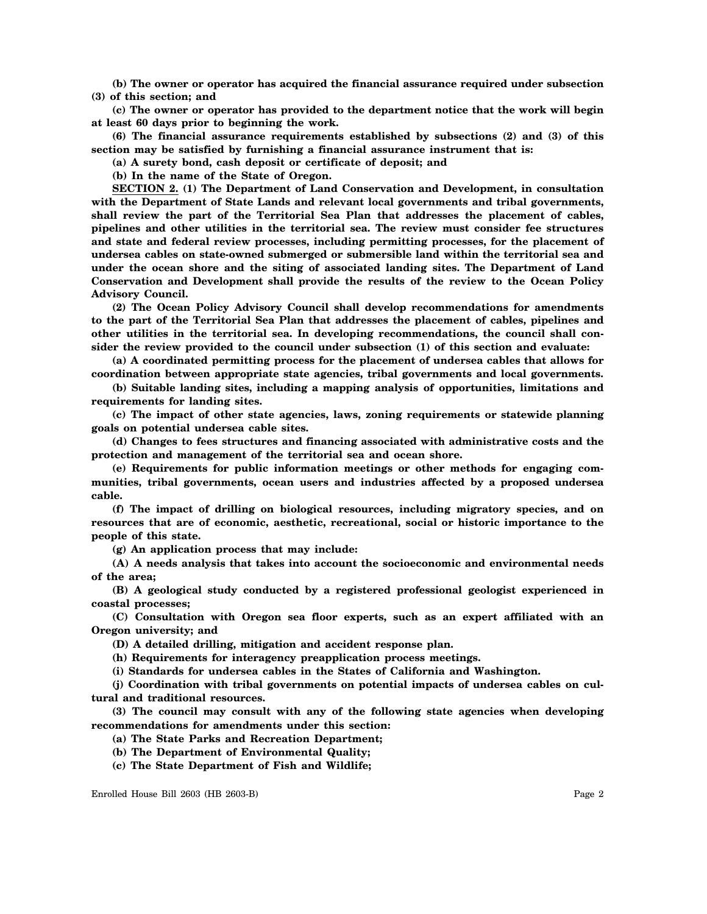**(b) The owner or operator has acquired the financial assurance required under subsection (3) of this section; and**

**(c) The owner or operator has provided to the department notice that the work will begin at least 60 days prior to beginning the work.**

**(6) The financial assurance requirements established by subsections (2) and (3) of this section may be satisfied by furnishing a financial assurance instrument that is:**

**(a) A surety bond, cash deposit or certificate of deposit; and**

**(b) In the name of the State of Oregon.**

**SECTION 2. (1) The Department of Land Conservation and Development, in consultation with the Department of State Lands and relevant local governments and tribal governments, shall review the part of the Territorial Sea Plan that addresses the placement of cables, pipelines and other utilities in the territorial sea. The review must consider fee structures and state and federal review processes, including permitting processes, for the placement of undersea cables on state-owned submerged or submersible land within the territorial sea and under the ocean shore and the siting of associated landing sites. The Department of Land Conservation and Development shall provide the results of the review to the Ocean Policy Advisory Council.**

**(2) The Ocean Policy Advisory Council shall develop recommendations for amendments to the part of the Territorial Sea Plan that addresses the placement of cables, pipelines and other utilities in the territorial sea. In developing recommendations, the council shall consider the review provided to the council under subsection (1) of this section and evaluate:**

**(a) A coordinated permitting process for the placement of undersea cables that allows for coordination between appropriate state agencies, tribal governments and local governments.**

**(b) Suitable landing sites, including a mapping analysis of opportunities, limitations and requirements for landing sites.**

**(c) The impact of other state agencies, laws, zoning requirements or statewide planning goals on potential undersea cable sites.**

**(d) Changes to fees structures and financing associated with administrative costs and the protection and management of the territorial sea and ocean shore.**

**(e) Requirements for public information meetings or other methods for engaging communities, tribal governments, ocean users and industries affected by a proposed undersea cable.**

**(f) The impact of drilling on biological resources, including migratory species, and on resources that are of economic, aesthetic, recreational, social or historic importance to the people of this state.**

**(g) An application process that may include:**

**(A) A needs analysis that takes into account the socioeconomic and environmental needs of the area;**

**(B) A geological study conducted by a registered professional geologist experienced in coastal processes;**

**(C) Consultation with Oregon sea floor experts, such as an expert affiliated with an Oregon university; and**

**(D) A detailed drilling, mitigation and accident response plan.**

**(h) Requirements for interagency preapplication process meetings.**

**(i) Standards for undersea cables in the States of California and Washington.**

**(j) Coordination with tribal governments on potential impacts of undersea cables on cultural and traditional resources.**

**(3) The council may consult with any of the following state agencies when developing recommendations for amendments under this section:**

**(a) The State Parks and Recreation Department;**

**(b) The Department of Environmental Quality;**

**(c) The State Department of Fish and Wildlife;**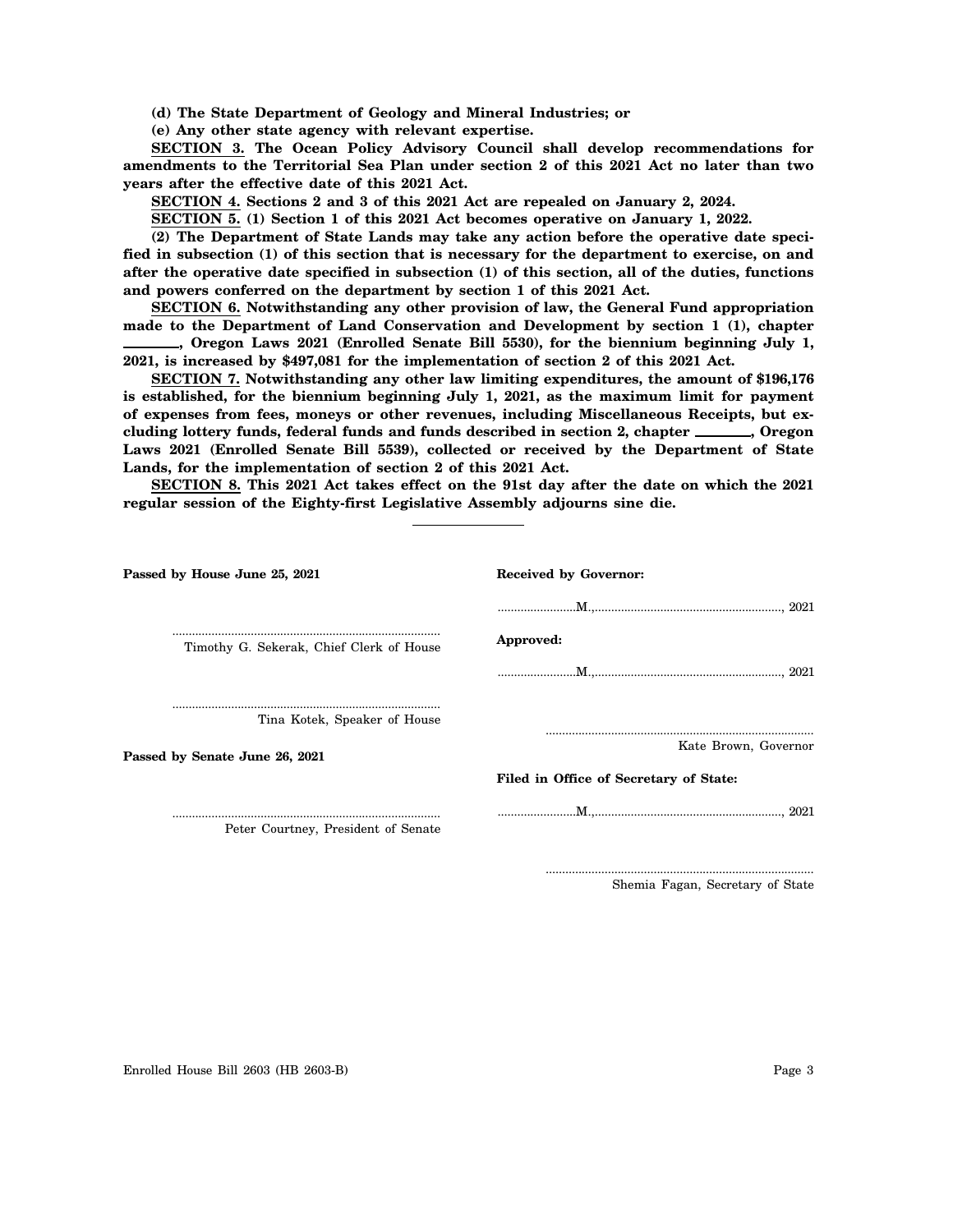**(d) The State Department of Geology and Mineral Industries; or**

**(e) Any other state agency with relevant expertise.**

**SECTION 3. The Ocean Policy Advisory Council shall develop recommendations for amendments to the Territorial Sea Plan under section 2 of this 2021 Act no later than two years after the effective date of this 2021 Act.**

**SECTION 4. Sections 2 and 3 of this 2021 Act are repealed on January 2, 2024.**

**SECTION 5. (1) Section 1 of this 2021 Act becomes operative on January 1, 2022.**

**(2) The Department of State Lands may take any action before the operative date specified in subsection (1) of this section that is necessary for the department to exercise, on and after the operative date specified in subsection (1) of this section, all of the duties, functions and powers conferred on the department by section 1 of this 2021 Act.**

**SECTION 6. Notwithstanding any other provision of law, the General Fund appropriation made to the Department of Land Conservation and Development by section 1 (1), chapter \_\_\_\_\_\_\_\_, Oregon Laws 2021 (Enrolled Senate Bill 5530), for the biennium beginning July 1, 2021, is increased by $497,081 for the implementation of section 2 of this 2021 Act.**

**SECTION 7. Notwithstanding any other law limiting expenditures, the amount of $196,176 is established, for the biennium beginning July 1, 2021, as the maximum limit for payment of expenses from fees, moneys or other revenues, including Miscellaneous Receipts, but excluding lottery funds, federal funds and funds described in section 2, chapter \_\_\_\_\_\_\_\_, Oregon Laws 2021 (Enrolled Senate Bill 5539), collected or received by the Department of State Lands, for the implementation of section 2 of this 2021 Act.**

**SECTION 8. This 2021 Act takes effect on the 91st day after the date on which the 2021 regular session of the Eighty-first Legislative Assembly adjourns sine die.**

---

**Passed by House June 25, 2021**

..................................................................................
Timothy G. Sekerak, Chief Clerk of House

..................................................................................
Tina Kotek, Speaker of House

**Passed by Senate June 26, 2021**

..................................................................................
Peter Courtney, President of Senate

**Received by Governor:**

........................M.,.........................................................., 2021

**Approved:**

........................M.,.........................................................., 2021

..................................................................................
Kate Brown, Governor

**Filed in Office of Secretary of State:**

........................M.,.........................................................., 2021

..................................................................................
Shemia Fagan, Secretary of State

Enrolled House Bill 2603 (HB 2603-B)